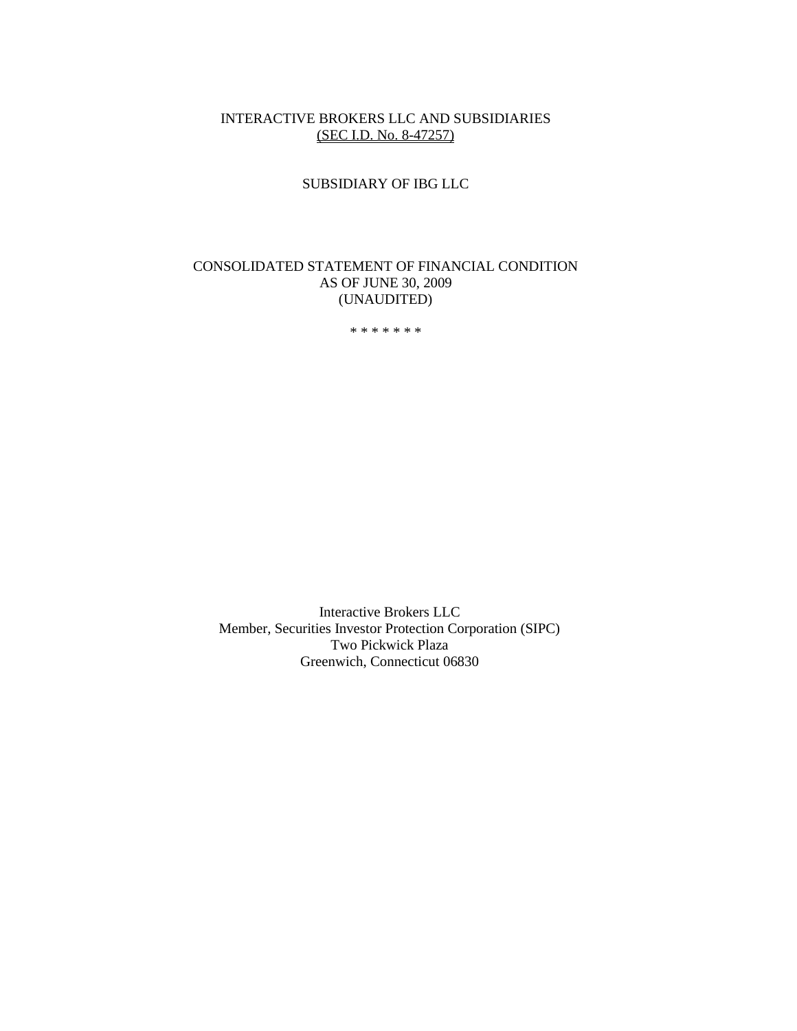# INTERACTIVE BROKERS LLC AND SUBSIDIARIES
(SEC I.D. No. 8-47257)

SUBSIDIARY OF IBG LLC

## CONSOLIDATED STATEMENT OF FINANCIAL CONDITION
## AS OF JUNE 30, 2009
## (UNAUDITED)

* * * * * * *

Interactive Brokers LLC
Member, Securities Investor Protection Corporation (SIPC)
Two Pickwick Plaza
Greenwich, Connecticut 06830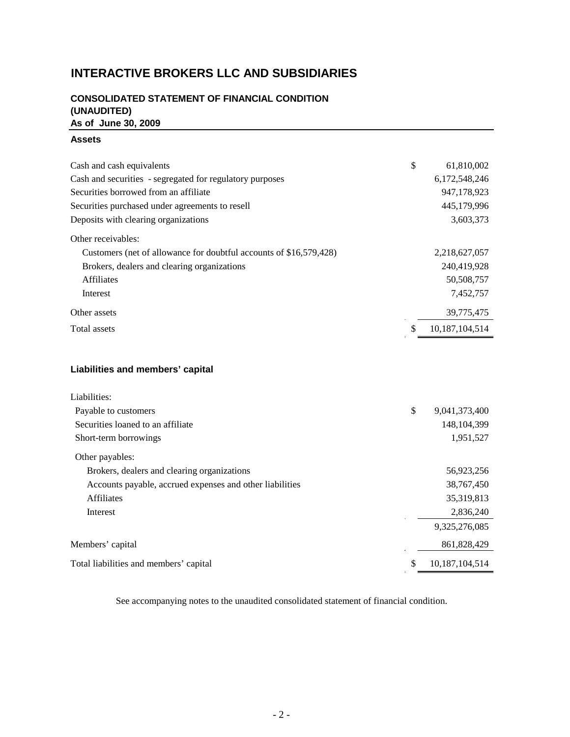# INTERACTIVE BROKERS LLC AND SUBSIDIARIES

## CONSOLIDATED STATEMENT OF FINANCIAL CONDITION (UNAUDITED)

### As of June 30, 2009

**Assets**

| | | |
|---|---|---|
| Cash and cash equivalents | $ | 61,810,002 |
| Cash and securities - segregated for regulatory purposes | | 6,172,548,246 |
| Securities borrowed from an affiliate | | 947,178,923 |
| Securities purchased under agreements to resell | | 445,179,996 |
| Deposits with clearing organizations | | 3,603,373 |
| Other receivables: | | |
| Customers (net of allowance for doubtful accounts of $16,579,428) | | 2,218,627,057 |
| Brokers, dealers and clearing organizations | | 240,419,928 |
| Affiliates | | 50,508,757 |
| Interest | | 7,452,757 |
| Other assets | | 39,775,475 |
| Total assets | $ | 10,187,104,514 |

**Liabilities and members' capital**

| | | |
|---|---|---|
| Liabilities: | | |
| Payable to customers | $ | 9,041,373,400 |
| Securities loaned to an affiliate | | 148,104,399 |
| Short-term borrowings | | 1,951,527 |
| Other payables: | | |
| Brokers, dealers and clearing organizations | | 56,923,256 |
| Accounts payable, accrued expenses and other liabilities | | 38,767,450 |
| Affiliates | | 35,319,813 |
| Interest | | 2,836,240 |
| | | 9,325,276,085 |
| Members' capital | | 861,828,429 |
| Total liabilities and members' capital | $ | 10,187,104,514 |

See accompanying notes to the unaudited consolidated statement of financial condition.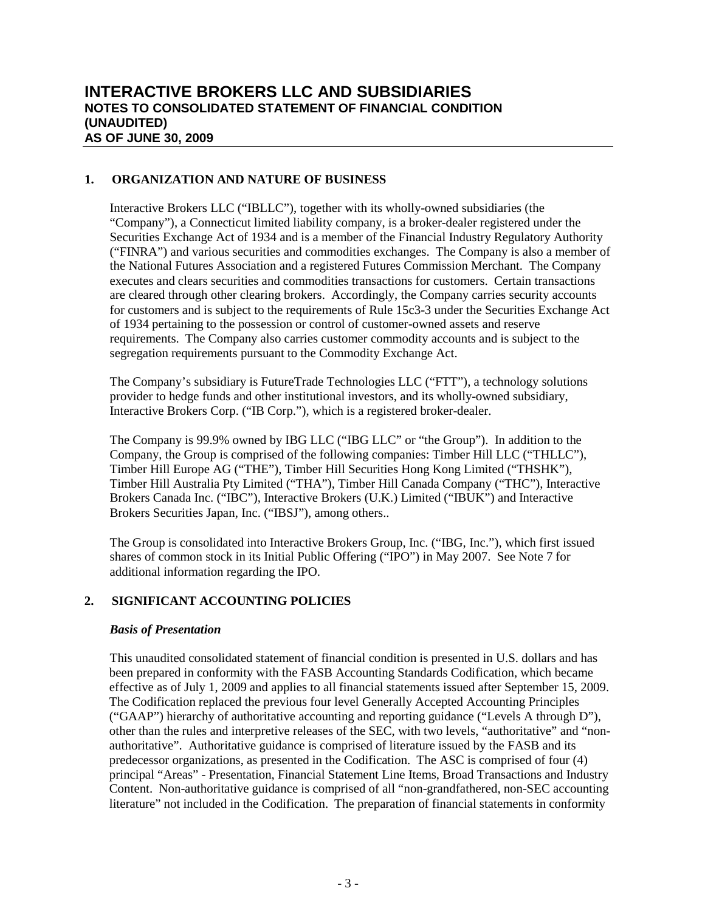# INTERACTIVE BROKERS LLC AND SUBSIDIARIES
## NOTES TO CONSOLIDATED STATEMENT OF FINANCIAL CONDITION (UNAUDITED) AS OF JUNE 30, 2009

### 1. ORGANIZATION AND NATURE OF BUSINESS

Interactive Brokers LLC ("IBLLC"), together with its wholly-owned subsidiaries (the "Company"), a Connecticut limited liability company, is a broker-dealer registered under the Securities Exchange Act of 1934 and is a member of the Financial Industry Regulatory Authority ("FINRA") and various securities and commodities exchanges. The Company is also a member of the National Futures Association and a registered Futures Commission Merchant. The Company executes and clears securities and commodities transactions for customers. Certain transactions are cleared through other clearing brokers. Accordingly, the Company carries security accounts for customers and is subject to the requirements of Rule 15c3-3 under the Securities Exchange Act of 1934 pertaining to the possession or control of customer-owned assets and reserve requirements. The Company also carries customer commodity accounts and is subject to the segregation requirements pursuant to the Commodity Exchange Act.

The Company's subsidiary is FutureTrade Technologies LLC ("FTT"), a technology solutions provider to hedge funds and other institutional investors, and its wholly-owned subsidiary, Interactive Brokers Corp. ("IB Corp."), which is a registered broker-dealer.

The Company is 99.9% owned by IBG LLC ("IBG LLC" or "the Group"). In addition to the Company, the Group is comprised of the following companies: Timber Hill LLC ("THLLC"), Timber Hill Europe AG ("THE"), Timber Hill Securities Hong Kong Limited ("THSHK"), Timber Hill Australia Pty Limited ("THA"), Timber Hill Canada Company ("THC"), Interactive Brokers Canada Inc. ("IBC"), Interactive Brokers (U.K.) Limited ("IBUK") and Interactive Brokers Securities Japan, Inc. ("IBSJ"), among others..

The Group is consolidated into Interactive Brokers Group, Inc. ("IBG, Inc."), which first issued shares of common stock in its Initial Public Offering ("IPO") in May 2007. See Note 7 for additional information regarding the IPO.

### 2. SIGNIFICANT ACCOUNTING POLICIES

***Basis of Presentation***

This unaudited consolidated statement of financial condition is presented in U.S. dollars and has been prepared in conformity with the FASB Accounting Standards Codification, which became effective as of July 1, 2009 and applies to all financial statements issued after September 15, 2009. The Codification replaced the previous four level Generally Accepted Accounting Principles ("GAAP") hierarchy of authoritative accounting and reporting guidance ("Levels A through D"), other than the rules and interpretive releases of the SEC, with two levels, "authoritative" and "non-authoritative". Authoritative guidance is comprised of literature issued by the FASB and its predecessor organizations, as presented in the Codification. The ASC is comprised of four (4) principal "Areas" - Presentation, Financial Statement Line Items, Broad Transactions and Industry Content. Non-authoritative guidance is comprised of all "non-grandfathered, non-SEC accounting literature" not included in the Codification. The preparation of financial statements in conformity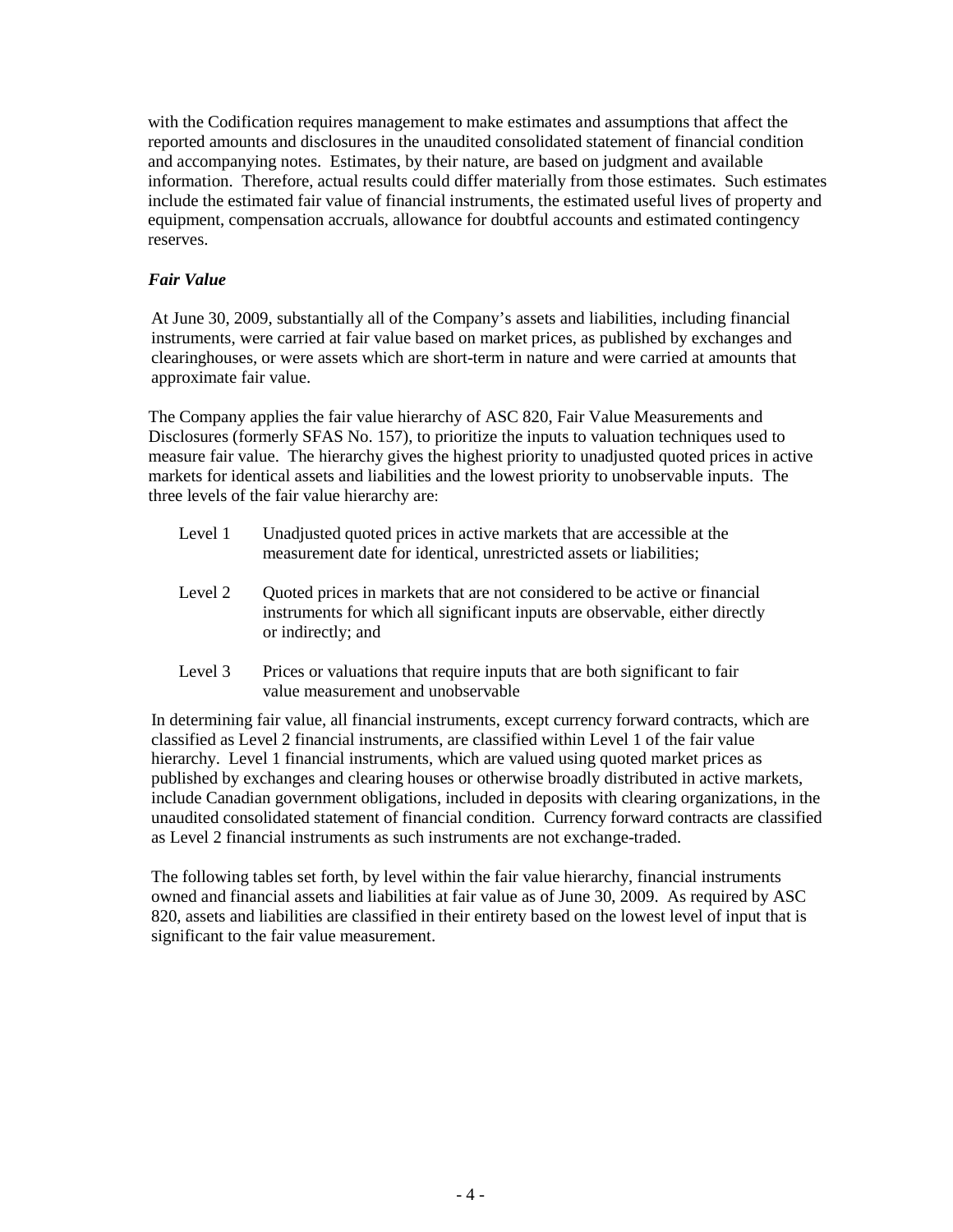with the Codification requires management to make estimates and assumptions that affect the reported amounts and disclosures in the unaudited consolidated statement of financial condition and accompanying notes. Estimates, by their nature, are based on judgment and available information. Therefore, actual results could differ materially from those estimates. Such estimates include the estimated fair value of financial instruments, the estimated useful lives of property and equipment, compensation accruals, allowance for doubtful accounts and estimated contingency reserves.

### *Fair Value*

At June 30, 2009, substantially all of the Company's assets and liabilities, including financial instruments, were carried at fair value based on market prices, as published by exchanges and clearinghouses, or were assets which are short-term in nature and were carried at amounts that approximate fair value.

The Company applies the fair value hierarchy of ASC 820, Fair Value Measurements and Disclosures (formerly SFAS No. 157), to prioritize the inputs to valuation techniques used to measure fair value. The hierarchy gives the highest priority to unadjusted quoted prices in active markets for identical assets and liabilities and the lowest priority to unobservable inputs. The three levels of the fair value hierarchy are:

- Level 1 — Unadjusted quoted prices in active markets that are accessible at the measurement date for identical, unrestricted assets or liabilities;
- Level 2 — Quoted prices in markets that are not considered to be active or financial instruments for which all significant inputs are observable, either directly or indirectly; and
- Level 3 — Prices or valuations that require inputs that are both significant to fair value measurement and unobservable

In determining fair value, all financial instruments, except currency forward contracts, which are classified as Level 2 financial instruments, are classified within Level 1 of the fair value hierarchy. Level 1 financial instruments, which are valued using quoted market prices as published by exchanges and clearing houses or otherwise broadly distributed in active markets, include Canadian government obligations, included in deposits with clearing organizations, in the unaudited consolidated statement of financial condition. Currency forward contracts are classified as Level 2 financial instruments as such instruments are not exchange-traded.

The following tables set forth, by level within the fair value hierarchy, financial instruments owned and financial assets and liabilities at fair value as of June 30, 2009. As required by ASC 820, assets and liabilities are classified in their entirety based on the lowest level of input that is significant to the fair value measurement.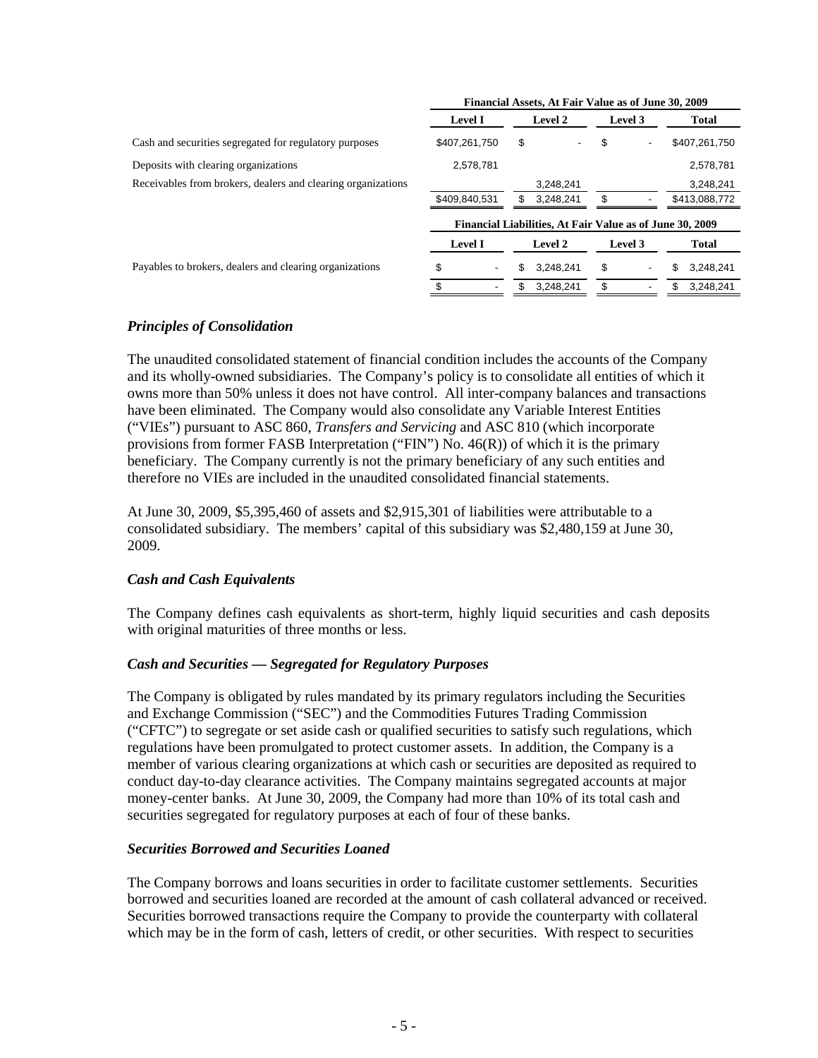| | Financial Assets, At Fair Value as of June 30, 2009 | | | |
|---|---|---|---|---|
| | **Level I** | **Level 2** | **Level 3** | **Total** |
| Cash and securities segregated for regulatory purposes | $407,261,750 | $ - | $ - | $407,261,750 |
| Deposits with clearing organizations | 2,578,781 | | | 2,578,781 |
| Receivables from brokers, dealers and clearing organizations | | 3,248,241 | | 3,248,241 |
| | $409,840,531 | $ 3,248,241 | $ - | $413,088,772 |

| | Financial Liabilities, At Fair Value as of June 30, 2009 | | | |
|---|---|---|---|---|
| | **Level I** | **Level 2** | **Level 3** | **Total** |
| Payables to brokers, dealers and clearing organizations | $ - | $ 3,248,241 | $ - | $ 3,248,241 |
| | $ - | $ 3,248,241 | $ - | $ 3,248,241 |

### *Principles of Consolidation*

The unaudited consolidated statement of financial condition includes the accounts of the Company and its wholly-owned subsidiaries. The Company's policy is to consolidate all entities of which it owns more than 50% unless it does not have control. All inter-company balances and transactions have been eliminated. The Company would also consolidate any Variable Interest Entities ("VIEs") pursuant to ASC 860, *Transfers and Servicing* and ASC 810 (which incorporate provisions from former FASB Interpretation ("FIN") No. 46(R)) of which it is the primary beneficiary. The Company currently is not the primary beneficiary of any such entities and therefore no VIEs are included in the unaudited consolidated financial statements.

At June 30, 2009, $5,395,460 of assets and $2,915,301 of liabilities were attributable to a consolidated subsidiary. The members' capital of this subsidiary was $2,480,159 at June 30, 2009.

### *Cash and Cash Equivalents*

The Company defines cash equivalents as short-term, highly liquid securities and cash deposits with original maturities of three months or less.

### *Cash and Securities — Segregated for Regulatory Purposes*

The Company is obligated by rules mandated by its primary regulators including the Securities and Exchange Commission ("SEC") and the Commodities Futures Trading Commission ("CFTC") to segregate or set aside cash or qualified securities to satisfy such regulations, which regulations have been promulgated to protect customer assets. In addition, the Company is a member of various clearing organizations at which cash or securities are deposited as required to conduct day-to-day clearance activities. The Company maintains segregated accounts at major money-center banks. At June 30, 2009, the Company had more than 10% of its total cash and securities segregated for regulatory purposes at each of four of these banks.

### *Securities Borrowed and Securities Loaned*

The Company borrows and loans securities in order to facilitate customer settlements. Securities borrowed and securities loaned are recorded at the amount of cash collateral advanced or received. Securities borrowed transactions require the Company to provide the counterparty with collateral which may be in the form of cash, letters of credit, or other securities. With respect to securities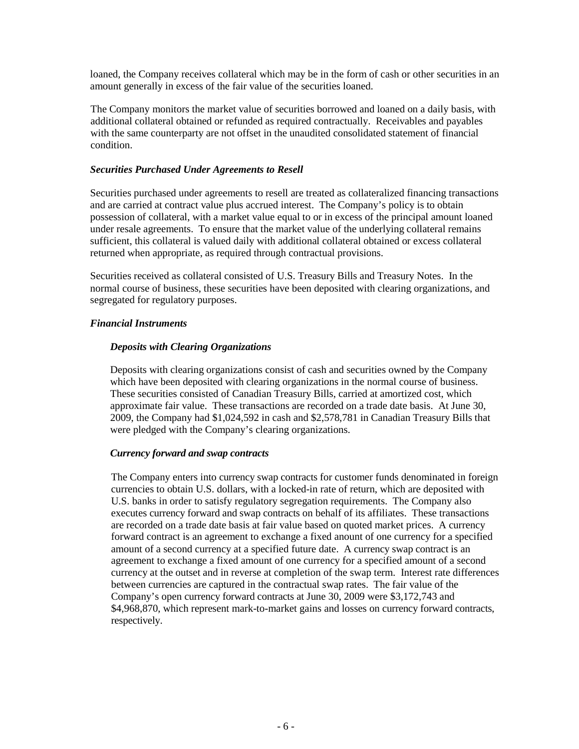loaned, the Company receives collateral which may be in the form of cash or other securities in an amount generally in excess of the fair value of the securities loaned.

The Company monitors the market value of securities borrowed and loaned on a daily basis, with additional collateral obtained or refunded as required contractually. Receivables and payables with the same counterparty are not offset in the unaudited consolidated statement of financial condition.

***Securities Purchased Under Agreements to Resell***

Securities purchased under agreements to resell are treated as collateralized financing transactions and are carried at contract value plus accrued interest. The Company's policy is to obtain possession of collateral, with a market value equal to or in excess of the principal amount loaned under resale agreements. To ensure that the market value of the underlying collateral remains sufficient, this collateral is valued daily with additional collateral obtained or excess collateral returned when appropriate, as required through contractual provisions.

Securities received as collateral consisted of U.S. Treasury Bills and Treasury Notes. In the normal course of business, these securities have been deposited with clearing organizations, and segregated for regulatory purposes.

***Financial Instruments***

***Deposits with Clearing Organizations***

Deposits with clearing organizations consist of cash and securities owned by the Company which have been deposited with clearing organizations in the normal course of business. These securities consisted of Canadian Treasury Bills, carried at amortized cost, which approximate fair value. These transactions are recorded on a trade date basis. At June 30, 2009, the Company had $1,024,592 in cash and $2,578,781 in Canadian Treasury Bills that were pledged with the Company's clearing organizations.

***Currency forward and swap contracts***

The Company enters into currency swap contracts for customer funds denominated in foreign currencies to obtain U.S. dollars, with a locked-in rate of return, which are deposited with U.S. banks in order to satisfy regulatory segregation requirements. The Company also executes currency forward and swap contracts on behalf of its affiliates. These transactions are recorded on a trade date basis at fair value based on quoted market prices. A currency forward contract is an agreement to exchange a fixed amount of one currency for a specified amount of a second currency at a specified future date. A currency swap contract is an agreement to exchange a fixed amount of one currency for a specified amount of a second currency at the outset and in reverse at completion of the swap term. Interest rate differences between currencies are captured in the contractual swap rates. The fair value of the Company's open currency forward contracts at June 30, 2009 were $3,172,743 and $4,968,870, which represent mark-to-market gains and losses on currency forward contracts, respectively.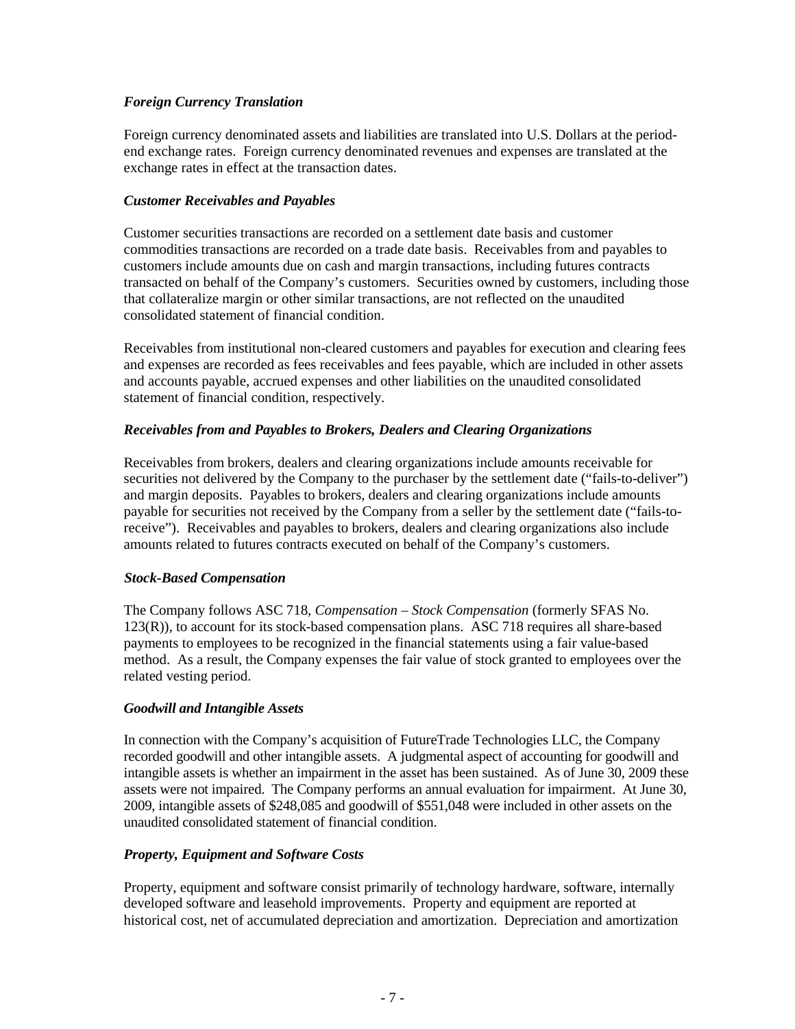### *Foreign Currency Translation*

Foreign currency denominated assets and liabilities are translated into U.S. Dollars at the period-end exchange rates. Foreign currency denominated revenues and expenses are translated at the exchange rates in effect at the transaction dates.

### *Customer Receivables and Payables*

Customer securities transactions are recorded on a settlement date basis and customer commodities transactions are recorded on a trade date basis. Receivables from and payables to customers include amounts due on cash and margin transactions, including futures contracts transacted on behalf of the Company's customers. Securities owned by customers, including those that collateralize margin or other similar transactions, are not reflected on the unaudited consolidated statement of financial condition.

Receivables from institutional non-cleared customers and payables for execution and clearing fees and expenses are recorded as fees receivables and fees payable, which are included in other assets and accounts payable, accrued expenses and other liabilities on the unaudited consolidated statement of financial condition, respectively.

### *Receivables from and Payables to Brokers, Dealers and Clearing Organizations*

Receivables from brokers, dealers and clearing organizations include amounts receivable for securities not delivered by the Company to the purchaser by the settlement date ("fails-to-deliver") and margin deposits. Payables to brokers, dealers and clearing organizations include amounts payable for securities not received by the Company from a seller by the settlement date ("fails-to-receive"). Receivables and payables to brokers, dealers and clearing organizations also include amounts related to futures contracts executed on behalf of the Company's customers.

### *Stock-Based Compensation*

The Company follows ASC 718, *Compensation – Stock Compensation* (formerly SFAS No. 123(R)), to account for its stock-based compensation plans. ASC 718 requires all share-based payments to employees to be recognized in the financial statements using a fair value-based method. As a result, the Company expenses the fair value of stock granted to employees over the related vesting period.

### *Goodwill and Intangible Assets*

In connection with the Company's acquisition of FutureTrade Technologies LLC, the Company recorded goodwill and other intangible assets. A judgmental aspect of accounting for goodwill and intangible assets is whether an impairment in the asset has been sustained. As of June 30, 2009 these assets were not impaired. The Company performs an annual evaluation for impairment. At June 30, 2009, intangible assets of $248,085 and goodwill of $551,048 were included in other assets on the unaudited consolidated statement of financial condition.

### *Property, Equipment and Software Costs*

Property, equipment and software consist primarily of technology hardware, software, internally developed software and leasehold improvements. Property and equipment are reported at historical cost, net of accumulated depreciation and amortization. Depreciation and amortization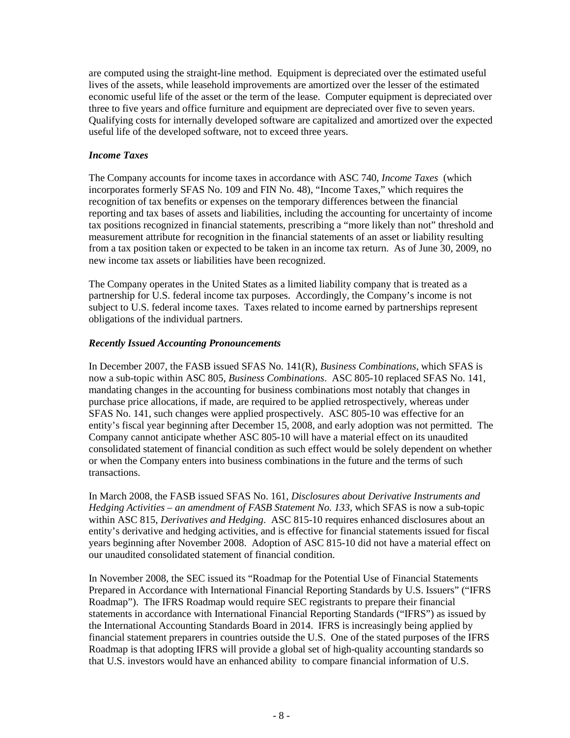are computed using the straight-line method. Equipment is depreciated over the estimated useful lives of the assets, while leasehold improvements are amortized over the lesser of the estimated economic useful life of the asset or the term of the lease. Computer equipment is depreciated over three to five years and office furniture and equipment are depreciated over five to seven years. Qualifying costs for internally developed software are capitalized and amortized over the expected useful life of the developed software, not to exceed three years.

***Income Taxes***

The Company accounts for income taxes in accordance with ASC 740, *Income Taxes* (which incorporates formerly SFAS No. 109 and FIN No. 48), "Income Taxes," which requires the recognition of tax benefits or expenses on the temporary differences between the financial reporting and tax bases of assets and liabilities, including the accounting for uncertainty of income tax positions recognized in financial statements, prescribing a "more likely than not" threshold and measurement attribute for recognition in the financial statements of an asset or liability resulting from a tax position taken or expected to be taken in an income tax return. As of June 30, 2009, no new income tax assets or liabilities have been recognized.

The Company operates in the United States as a limited liability company that is treated as a partnership for U.S. federal income tax purposes. Accordingly, the Company's income is not subject to U.S. federal income taxes. Taxes related to income earned by partnerships represent obligations of the individual partners.

***Recently Issued Accounting Pronouncements***

In December 2007, the FASB issued SFAS No. 141(R), *Business Combinations*, which SFAS is now a sub-topic within ASC 805, *Business Combinations*. ASC 805-10 replaced SFAS No. 141, mandating changes in the accounting for business combinations most notably that changes in purchase price allocations, if made, are required to be applied retrospectively, whereas under SFAS No. 141, such changes were applied prospectively. ASC 805-10 was effective for an entity's fiscal year beginning after December 15, 2008, and early adoption was not permitted. The Company cannot anticipate whether ASC 805-10 will have a material effect on its unaudited consolidated statement of financial condition as such effect would be solely dependent on whether or when the Company enters into business combinations in the future and the terms of such transactions.

In March 2008, the FASB issued SFAS No. 161, *Disclosures about Derivative Instruments and Hedging Activities – an amendment of FASB Statement No. 133*, which SFAS is now a sub-topic within ASC 815, *Derivatives and Hedging*. ASC 815-10 requires enhanced disclosures about an entity's derivative and hedging activities, and is effective for financial statements issued for fiscal years beginning after November 2008. Adoption of ASC 815-10 did not have a material effect on our unaudited consolidated statement of financial condition.

In November 2008, the SEC issued its "Roadmap for the Potential Use of Financial Statements Prepared in Accordance with International Financial Reporting Standards by U.S. Issuers" ("IFRS Roadmap"). The IFRS Roadmap would require SEC registrants to prepare their financial statements in accordance with International Financial Reporting Standards ("IFRS") as issued by the International Accounting Standards Board in 2014. IFRS is increasingly being applied by financial statement preparers in countries outside the U.S. One of the stated purposes of the IFRS Roadmap is that adopting IFRS will provide a global set of high-quality accounting standards so that U.S. investors would have an enhanced ability to compare financial information of U.S.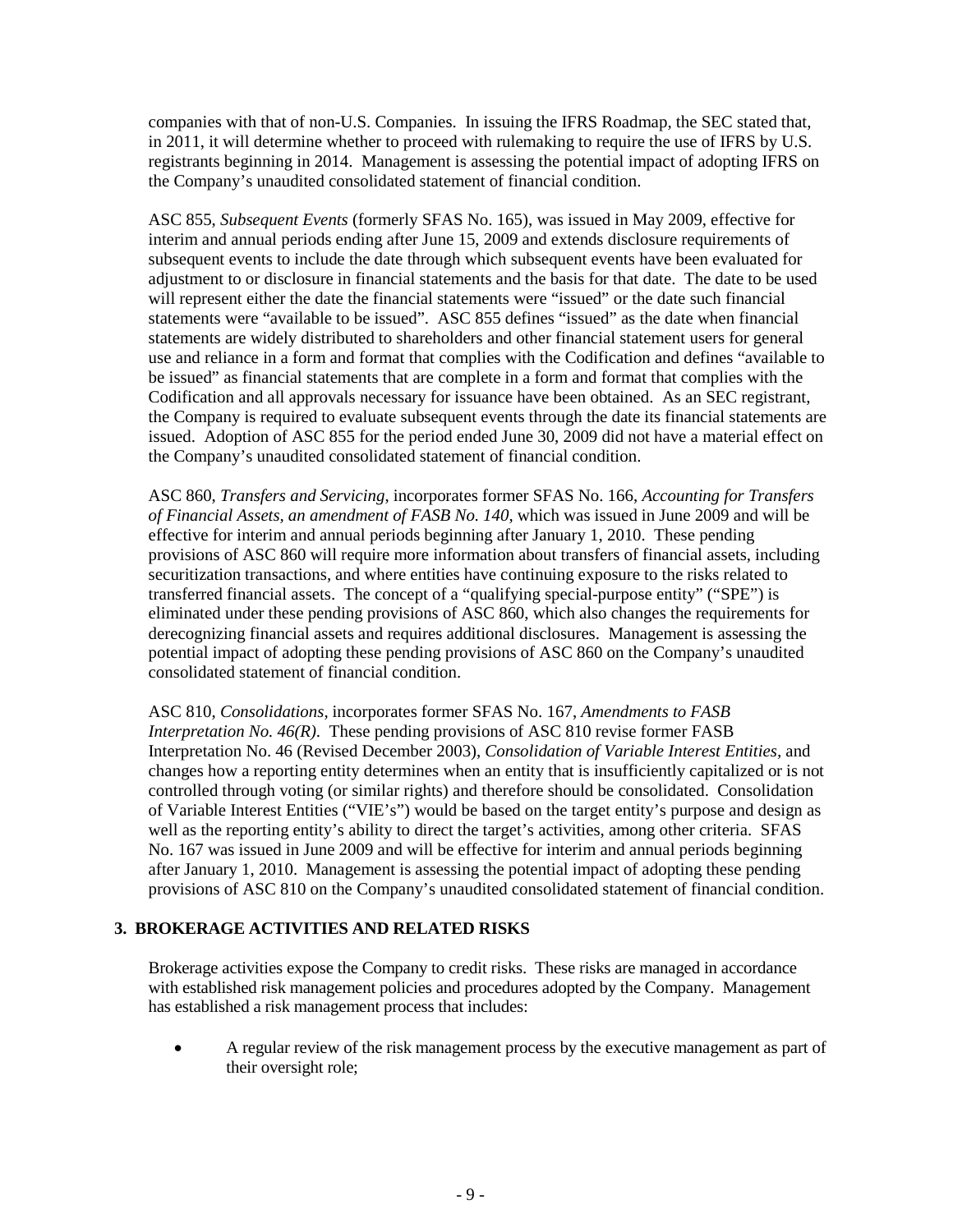companies with that of non-U.S. Companies. In issuing the IFRS Roadmap, the SEC stated that, in 2011, it will determine whether to proceed with rulemaking to require the use of IFRS by U.S. registrants beginning in 2014. Management is assessing the potential impact of adopting IFRS on the Company's unaudited consolidated statement of financial condition.

ASC 855, *Subsequent Events* (formerly SFAS No. 165), was issued in May 2009, effective for interim and annual periods ending after June 15, 2009 and extends disclosure requirements of subsequent events to include the date through which subsequent events have been evaluated for adjustment to or disclosure in financial statements and the basis for that date. The date to be used will represent either the date the financial statements were "issued" or the date such financial statements were "available to be issued". ASC 855 defines "issued" as the date when financial statements are widely distributed to shareholders and other financial statement users for general use and reliance in a form and format that complies with the Codification and defines "available to be issued" as financial statements that are complete in a form and format that complies with the Codification and all approvals necessary for issuance have been obtained. As an SEC registrant, the Company is required to evaluate subsequent events through the date its financial statements are issued. Adoption of ASC 855 for the period ended June 30, 2009 did not have a material effect on the Company's unaudited consolidated statement of financial condition.

ASC 860, *Transfers and Servicing*, incorporates former SFAS No. 166, *Accounting for Transfers of Financial Assets, an amendment of FASB No. 140*, which was issued in June 2009 and will be effective for interim and annual periods beginning after January 1, 2010. These pending provisions of ASC 860 will require more information about transfers of financial assets, including securitization transactions, and where entities have continuing exposure to the risks related to transferred financial assets. The concept of a "qualifying special-purpose entity" ("SPE") is eliminated under these pending provisions of ASC 860, which also changes the requirements for derecognizing financial assets and requires additional disclosures. Management is assessing the potential impact of adopting these pending provisions of ASC 860 on the Company's unaudited consolidated statement of financial condition.

ASC 810, *Consolidations*, incorporates former SFAS No. 167, *Amendments to FASB Interpretation No. 46(R)*. These pending provisions of ASC 810 revise former FASB Interpretation No. 46 (Revised December 2003), *Consolidation of Variable Interest Entities*, and changes how a reporting entity determines when an entity that is insufficiently capitalized or is not controlled through voting (or similar rights) and therefore should be consolidated. Consolidation of Variable Interest Entities ("VIE's") would be based on the target entity's purpose and design as well as the reporting entity's ability to direct the target's activities, among other criteria. SFAS No. 167 was issued in June 2009 and will be effective for interim and annual periods beginning after January 1, 2010. Management is assessing the potential impact of adopting these pending provisions of ASC 810 on the Company's unaudited consolidated statement of financial condition.

## 3. BROKERAGE ACTIVITIES AND RELATED RISKS

Brokerage activities expose the Company to credit risks. These risks are managed in accordance with established risk management policies and procedures adopted by the Company. Management has established a risk management process that includes:

- A regular review of the risk management process by the executive management as part of their oversight role;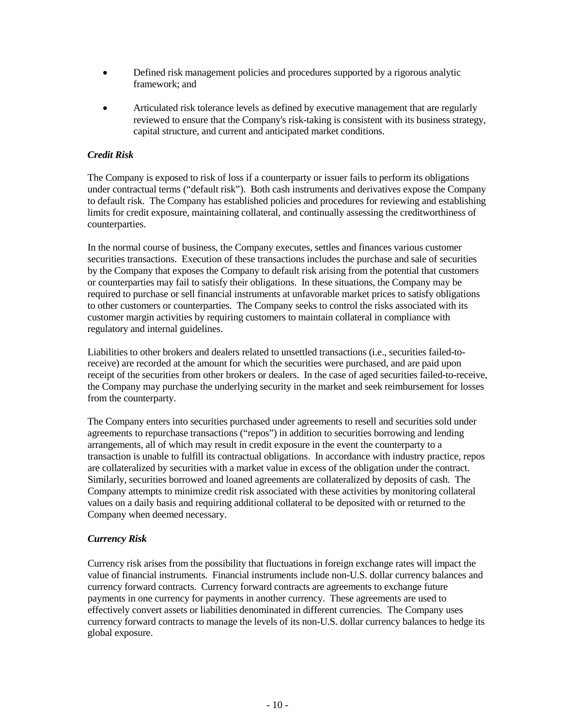- Defined risk management policies and procedures supported by a rigorous analytic framework; and
- Articulated risk tolerance levels as defined by executive management that are regularly reviewed to ensure that the Company's risk-taking is consistent with its business strategy, capital structure, and current and anticipated market conditions.

### *Credit Risk*

The Company is exposed to risk of loss if a counterparty or issuer fails to perform its obligations under contractual terms ("default risk"). Both cash instruments and derivatives expose the Company to default risk. The Company has established policies and procedures for reviewing and establishing limits for credit exposure, maintaining collateral, and continually assessing the creditworthiness of counterparties.

In the normal course of business, the Company executes, settles and finances various customer securities transactions. Execution of these transactions includes the purchase and sale of securities by the Company that exposes the Company to default risk arising from the potential that customers or counterparties may fail to satisfy their obligations. In these situations, the Company may be required to purchase or sell financial instruments at unfavorable market prices to satisfy obligations to other customers or counterparties. The Company seeks to control the risks associated with its customer margin activities by requiring customers to maintain collateral in compliance with regulatory and internal guidelines.

Liabilities to other brokers and dealers related to unsettled transactions (i.e., securities failed-to-receive) are recorded at the amount for which the securities were purchased, and are paid upon receipt of the securities from other brokers or dealers. In the case of aged securities failed-to-receive, the Company may purchase the underlying security in the market and seek reimbursement for losses from the counterparty.

The Company enters into securities purchased under agreements to resell and securities sold under agreements to repurchase transactions ("repos") in addition to securities borrowing and lending arrangements, all of which may result in credit exposure in the event the counterparty to a transaction is unable to fulfill its contractual obligations. In accordance with industry practice, repos are collateralized by securities with a market value in excess of the obligation under the contract. Similarly, securities borrowed and loaned agreements are collateralized by deposits of cash. The Company attempts to minimize credit risk associated with these activities by monitoring collateral values on a daily basis and requiring additional collateral to be deposited with or returned to the Company when deemed necessary.

### *Currency Risk*

Currency risk arises from the possibility that fluctuations in foreign exchange rates will impact the value of financial instruments. Financial instruments include non-U.S. dollar currency balances and currency forward contracts. Currency forward contracts are agreements to exchange future payments in one currency for payments in another currency. These agreements are used to effectively convert assets or liabilities denominated in different currencies. The Company uses currency forward contracts to manage the levels of its non-U.S. dollar currency balances to hedge its global exposure.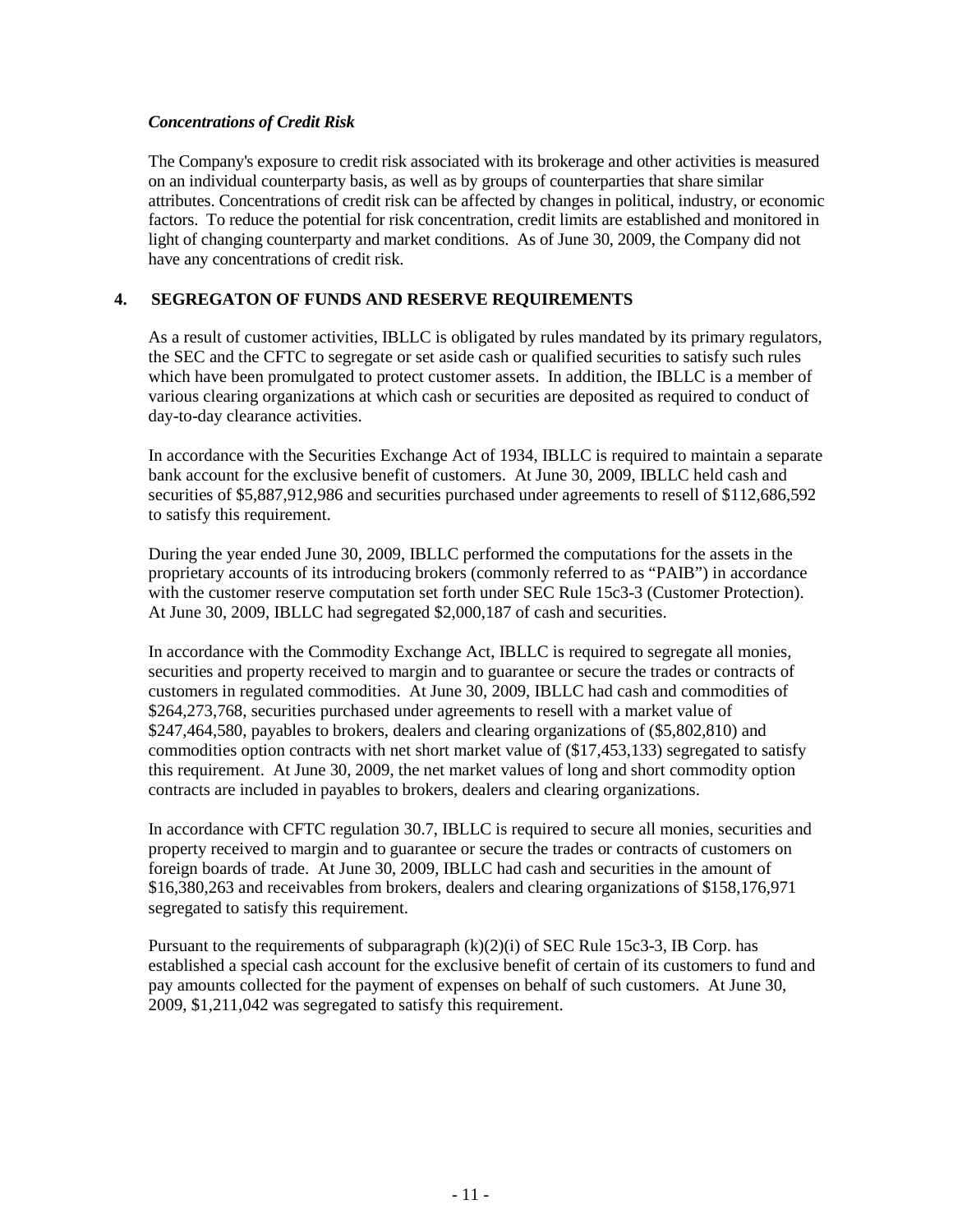*Concentrations of Credit Risk*

The Company's exposure to credit risk associated with its brokerage and other activities is measured on an individual counterparty basis, as well as by groups of counterparties that share similar attributes. Concentrations of credit risk can be affected by changes in political, industry, or economic factors. To reduce the potential for risk concentration, credit limits are established and monitored in light of changing counterparty and market conditions. As of June 30, 2009, the Company did not have any concentrations of credit risk.

## 4. SEGREGATON OF FUNDS AND RESERVE REQUIREMENTS

As a result of customer activities, IBLLC is obligated by rules mandated by its primary regulators, the SEC and the CFTC to segregate or set aside cash or qualified securities to satisfy such rules which have been promulgated to protect customer assets. In addition, the IBLLC is a member of various clearing organizations at which cash or securities are deposited as required to conduct of day-to-day clearance activities.

In accordance with the Securities Exchange Act of 1934, IBLLC is required to maintain a separate bank account for the exclusive benefit of customers. At June 30, 2009, IBLLC held cash and securities of $5,887,912,986 and securities purchased under agreements to resell of $112,686,592 to satisfy this requirement.

During the year ended June 30, 2009, IBLLC performed the computations for the assets in the proprietary accounts of its introducing brokers (commonly referred to as "PAIB") in accordance with the customer reserve computation set forth under SEC Rule 15c3-3 (Customer Protection). At June 30, 2009, IBLLC had segregated $2,000,187 of cash and securities.

In accordance with the Commodity Exchange Act, IBLLC is required to segregate all monies, securities and property received to margin and to guarantee or secure the trades or contracts of customers in regulated commodities. At June 30, 2009, IBLLC had cash and commodities of $264,273,768, securities purchased under agreements to resell with a market value of $247,464,580, payables to brokers, dealers and clearing organizations of ($5,802,810) and commodities option contracts with net short market value of ($17,453,133) segregated to satisfy this requirement. At June 30, 2009, the net market values of long and short commodity option contracts are included in payables to brokers, dealers and clearing organizations.

In accordance with CFTC regulation 30.7, IBLLC is required to secure all monies, securities and property received to margin and to guarantee or secure the trades or contracts of customers on foreign boards of trade. At June 30, 2009, IBLLC had cash and securities in the amount of $16,380,263 and receivables from brokers, dealers and clearing organizations of $158,176,971 segregated to satisfy this requirement.

Pursuant to the requirements of subparagraph (k)(2)(i) of SEC Rule 15c3-3, IB Corp. has established a special cash account for the exclusive benefit of certain of its customers to fund and pay amounts collected for the payment of expenses on behalf of such customers. At June 30, 2009, $1,211,042 was segregated to satisfy this requirement.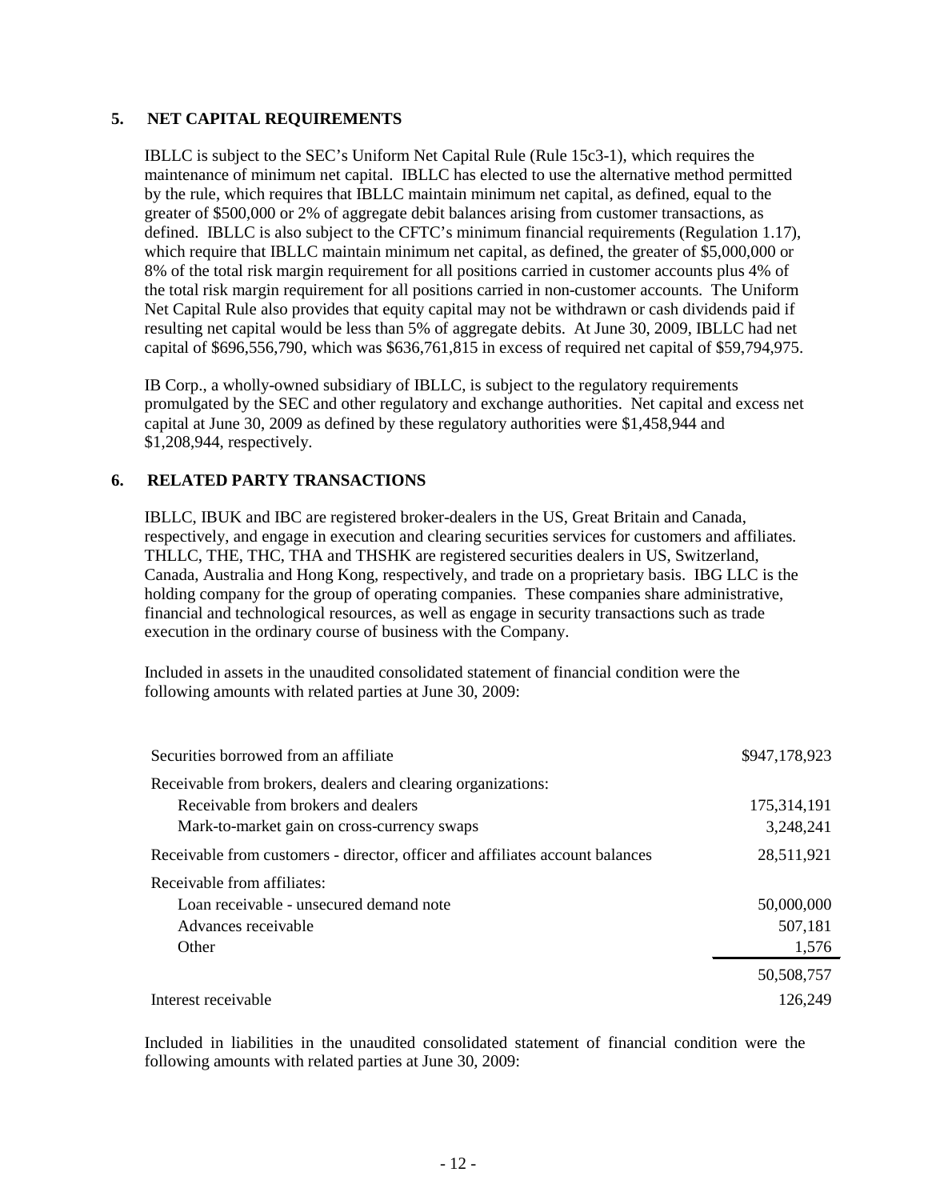## 5. NET CAPITAL REQUIREMENTS

IBLLC is subject to the SEC's Uniform Net Capital Rule (Rule 15c3-1), which requires the maintenance of minimum net capital. IBLLC has elected to use the alternative method permitted by the rule, which requires that IBLLC maintain minimum net capital, as defined, equal to the greater of \$500,000 or 2% of aggregate debit balances arising from customer transactions, as defined. IBLLC is also subject to the CFTC's minimum financial requirements (Regulation 1.17), which require that IBLLC maintain minimum net capital, as defined, the greater of \$5,000,000 or 8% of the total risk margin requirement for all positions carried in customer accounts plus 4% of the total risk margin requirement for all positions carried in non-customer accounts. The Uniform Net Capital Rule also provides that equity capital may not be withdrawn or cash dividends paid if resulting net capital would be less than 5% of aggregate debits. At June 30, 2009, IBLLC had net capital of \$696,556,790, which was \$636,761,815 in excess of required net capital of \$59,794,975.

IB Corp., a wholly-owned subsidiary of IBLLC, is subject to the regulatory requirements promulgated by the SEC and other regulatory and exchange authorities. Net capital and excess net capital at June 30, 2009 as defined by these regulatory authorities were \$1,458,944 and \$1,208,944, respectively.

## 6. RELATED PARTY TRANSACTIONS

IBLLC, IBUK and IBC are registered broker-dealers in the US, Great Britain and Canada, respectively, and engage in execution and clearing securities services for customers and affiliates. THLLC, THE, THC, THA and THSHK are registered securities dealers in US, Switzerland, Canada, Australia and Hong Kong, respectively, and trade on a proprietary basis. IBG LLC is the holding company for the group of operating companies. These companies share administrative, financial and technological resources, as well as engage in security transactions such as trade execution in the ordinary course of business with the Company.

Included in assets in the unaudited consolidated statement of financial condition were the following amounts with related parties at June 30, 2009:

| | |
|---|---|
| Securities borrowed from an affiliate | \$947,178,923 |
| Receivable from brokers, dealers and clearing organizations: | |
| Receivable from brokers and dealers | 175,314,191 |
| Mark-to-market gain on cross-currency swaps | 3,248,241 |
| Receivable from customers - director, officer and affiliates account balances | 28,511,921 |
| Receivable from affiliates: | |
| Loan receivable - unsecured demand note | 50,000,000 |
| Advances receivable | 507,181 |
| Other | 1,576 |
| | 50,508,757 |
| Interest receivable | 126,249 |

Included in liabilities in the unaudited consolidated statement of financial condition were the following amounts with related parties at June 30, 2009: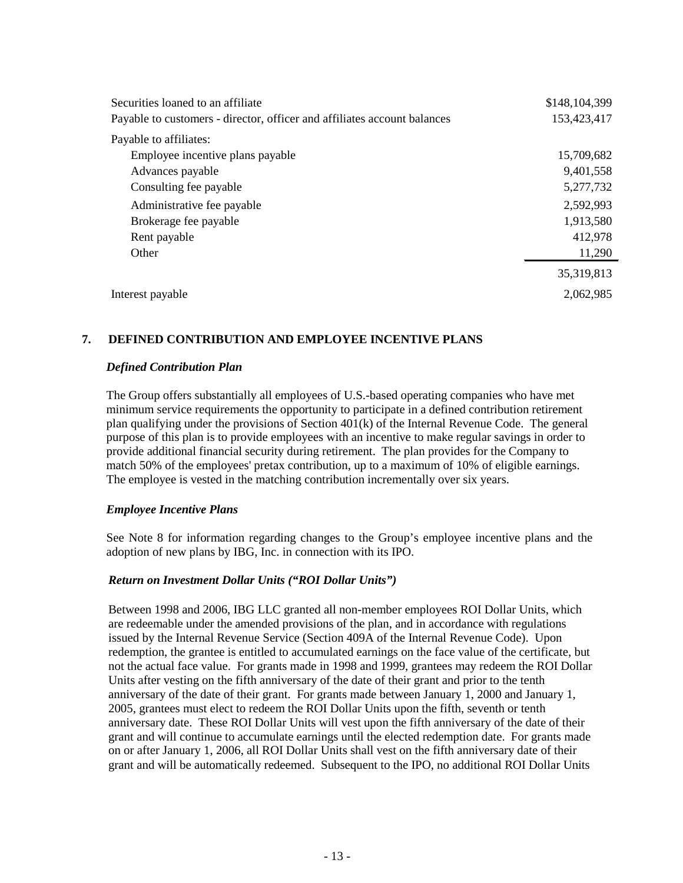| | |
|---|---|
| Securities loaned to an affiliate | \$148,104,399 |
| Payable to customers - director, officer and affiliates account balances | 153,423,417 |
| Payable to affiliates: | |
| Employee incentive plans payable | 15,709,682 |
| Advances payable | 9,401,558 |
| Consulting fee payable | 5,277,732 |
| Administrative fee payable | 2,592,993 |
| Brokerage fee payable | 1,913,580 |
| Rent payable | 412,978 |
| Other | 11,290 |
| | 35,319,813 |
| Interest payable | 2,062,985 |

## 7. DEFINED CONTRIBUTION AND EMPLOYEE INCENTIVE PLANS

***Defined Contribution Plan***

The Group offers substantially all employees of U.S.-based operating companies who have met minimum service requirements the opportunity to participate in a defined contribution retirement plan qualifying under the provisions of Section 401(k) of the Internal Revenue Code. The general purpose of this plan is to provide employees with an incentive to make regular savings in order to provide additional financial security during retirement. The plan provides for the Company to match 50% of the employees' pretax contribution, up to a maximum of 10% of eligible earnings. The employee is vested in the matching contribution incrementally over six years.

***Employee Incentive Plans***

See Note 8 for information regarding changes to the Group's employee incentive plans and the adoption of new plans by IBG, Inc. in connection with its IPO.

***Return on Investment Dollar Units ("ROI Dollar Units")***

Between 1998 and 2006, IBG LLC granted all non-member employees ROI Dollar Units, which are redeemable under the amended provisions of the plan, and in accordance with regulations issued by the Internal Revenue Service (Section 409A of the Internal Revenue Code). Upon redemption, the grantee is entitled to accumulated earnings on the face value of the certificate, but not the actual face value. For grants made in 1998 and 1999, grantees may redeem the ROI Dollar Units after vesting on the fifth anniversary of the date of their grant and prior to the tenth anniversary of the date of their grant. For grants made between January 1, 2000 and January 1, 2005, grantees must elect to redeem the ROI Dollar Units upon the fifth, seventh or tenth anniversary date. These ROI Dollar Units will vest upon the fifth anniversary of the date of their grant and will continue to accumulate earnings until the elected redemption date. For grants made on or after January 1, 2006, all ROI Dollar Units shall vest on the fifth anniversary date of their grant and will be automatically redeemed. Subsequent to the IPO, no additional ROI Dollar Units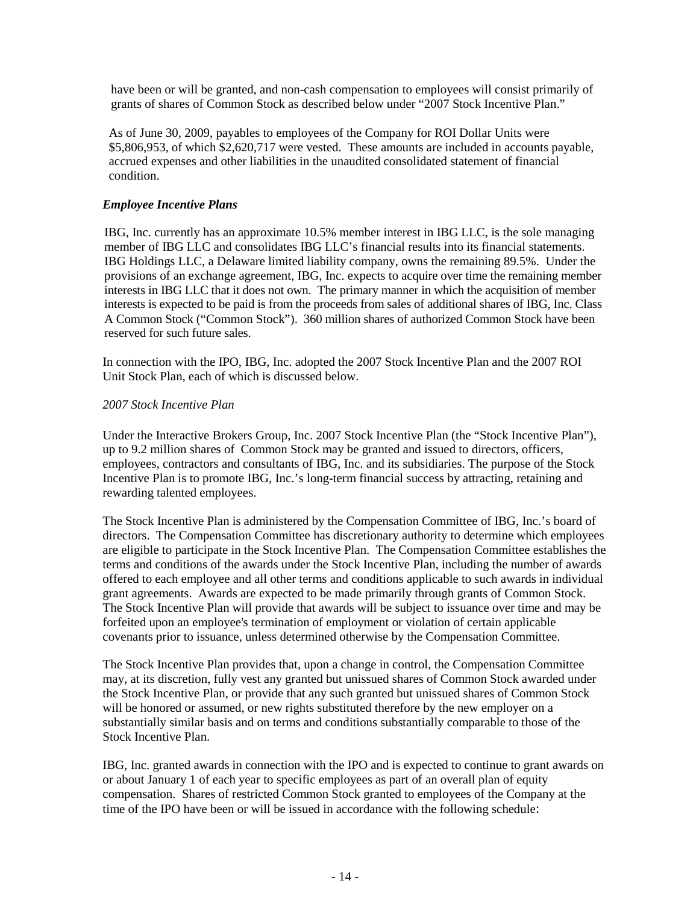have been or will be granted, and non-cash compensation to employees will consist primarily of grants of shares of Common Stock as described below under "2007 Stock Incentive Plan."

As of June 30, 2009, payables to employees of the Company for ROI Dollar Units were $5,806,953, of which $2,620,717 were vested. These amounts are included in accounts payable, accrued expenses and other liabilities in the unaudited consolidated statement of financial condition.

### *Employee Incentive Plans*

IBG, Inc. currently has an approximate 10.5% member interest in IBG LLC, is the sole managing member of IBG LLC and consolidates IBG LLC's financial results into its financial statements. IBG Holdings LLC, a Delaware limited liability company, owns the remaining 89.5%. Under the provisions of an exchange agreement, IBG, Inc. expects to acquire over time the remaining member interests in IBG LLC that it does not own. The primary manner in which the acquisition of member interests is expected to be paid is from the proceeds from sales of additional shares of IBG, Inc. Class A Common Stock ("Common Stock"). 360 million shares of authorized Common Stock have been reserved for such future sales.

In connection with the IPO, IBG, Inc. adopted the 2007 Stock Incentive Plan and the 2007 ROI Unit Stock Plan, each of which is discussed below.

*2007 Stock Incentive Plan*

Under the Interactive Brokers Group, Inc. 2007 Stock Incentive Plan (the "Stock Incentive Plan"), up to 9.2 million shares of Common Stock may be granted and issued to directors, officers, employees, contractors and consultants of IBG, Inc. and its subsidiaries. The purpose of the Stock Incentive Plan is to promote IBG, Inc.'s long-term financial success by attracting, retaining and rewarding talented employees.

The Stock Incentive Plan is administered by the Compensation Committee of IBG, Inc.'s board of directors. The Compensation Committee has discretionary authority to determine which employees are eligible to participate in the Stock Incentive Plan. The Compensation Committee establishes the terms and conditions of the awards under the Stock Incentive Plan, including the number of awards offered to each employee and all other terms and conditions applicable to such awards in individual grant agreements. Awards are expected to be made primarily through grants of Common Stock. The Stock Incentive Plan will provide that awards will be subject to issuance over time and may be forfeited upon an employee's termination of employment or violation of certain applicable covenants prior to issuance, unless determined otherwise by the Compensation Committee.

The Stock Incentive Plan provides that, upon a change in control, the Compensation Committee may, at its discretion, fully vest any granted but unissued shares of Common Stock awarded under the Stock Incentive Plan, or provide that any such granted but unissued shares of Common Stock will be honored or assumed, or new rights substituted therefore by the new employer on a substantially similar basis and on terms and conditions substantially comparable to those of the Stock Incentive Plan.

IBG, Inc. granted awards in connection with the IPO and is expected to continue to grant awards on or about January 1 of each year to specific employees as part of an overall plan of equity compensation. Shares of restricted Common Stock granted to employees of the Company at the time of the IPO have been or will be issued in accordance with the following schedule: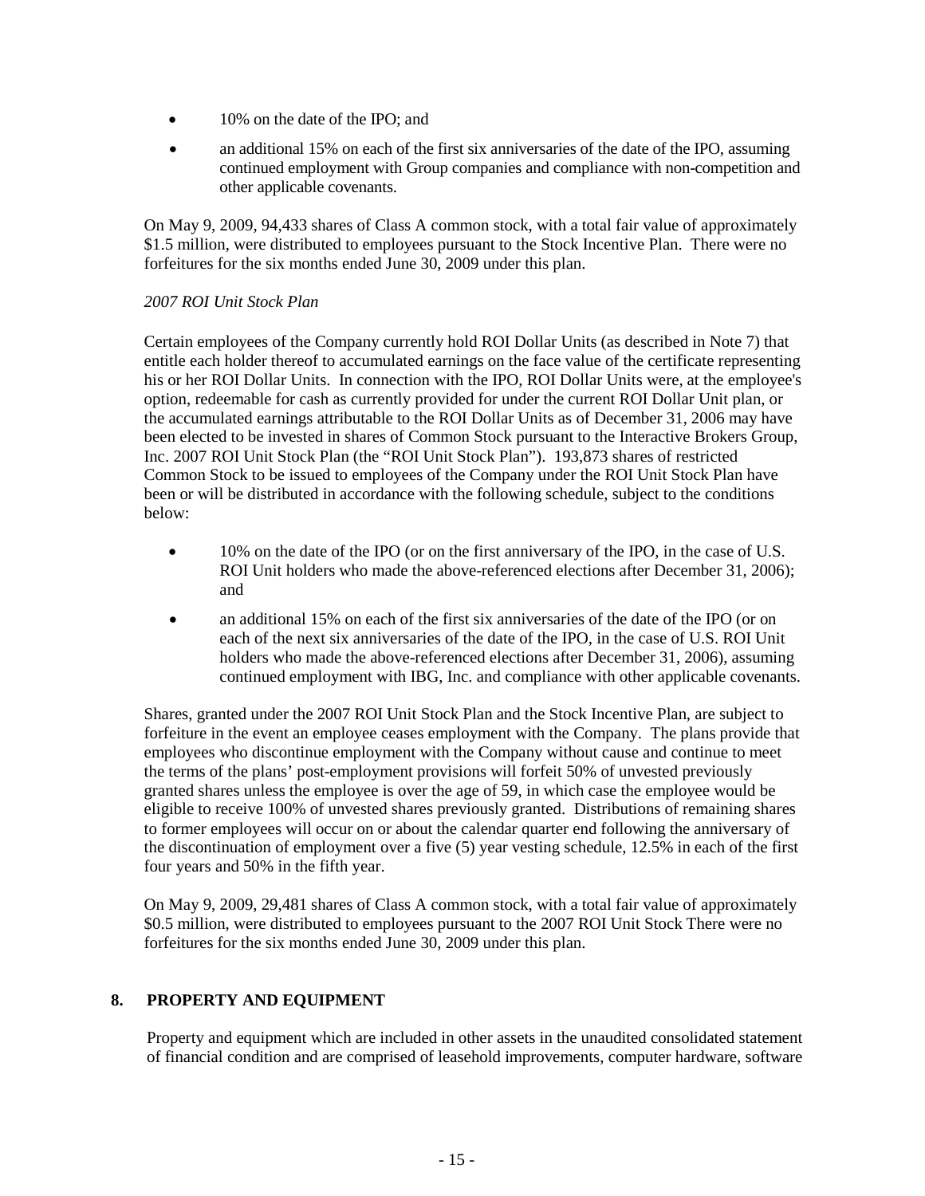- 10% on the date of the IPO; and
- an additional 15% on each of the first six anniversaries of the date of the IPO, assuming continued employment with Group companies and compliance with non-competition and other applicable covenants.

On May 9, 2009, 94,433 shares of Class A common stock, with a total fair value of approximately $1.5 million, were distributed to employees pursuant to the Stock Incentive Plan. There were no forfeitures for the six months ended June 30, 2009 under this plan.

*2007 ROI Unit Stock Plan*

Certain employees of the Company currently hold ROI Dollar Units (as described in Note 7) that entitle each holder thereof to accumulated earnings on the face value of the certificate representing his or her ROI Dollar Units. In connection with the IPO, ROI Dollar Units were, at the employee's option, redeemable for cash as currently provided for under the current ROI Dollar Unit plan, or the accumulated earnings attributable to the ROI Dollar Units as of December 31, 2006 may have been elected to be invested in shares of Common Stock pursuant to the Interactive Brokers Group, Inc. 2007 ROI Unit Stock Plan (the "ROI Unit Stock Plan"). 193,873 shares of restricted Common Stock to be issued to employees of the Company under the ROI Unit Stock Plan have been or will be distributed in accordance with the following schedule, subject to the conditions below:

- 10% on the date of the IPO (or on the first anniversary of the IPO, in the case of U.S. ROI Unit holders who made the above-referenced elections after December 31, 2006); and
- an additional 15% on each of the first six anniversaries of the date of the IPO (or on each of the next six anniversaries of the date of the IPO, in the case of U.S. ROI Unit holders who made the above-referenced elections after December 31, 2006), assuming continued employment with IBG, Inc. and compliance with other applicable covenants.

Shares, granted under the 2007 ROI Unit Stock Plan and the Stock Incentive Plan, are subject to forfeiture in the event an employee ceases employment with the Company. The plans provide that employees who discontinue employment with the Company without cause and continue to meet the terms of the plans' post-employment provisions will forfeit 50% of unvested previously granted shares unless the employee is over the age of 59, in which case the employee would be eligible to receive 100% of unvested shares previously granted. Distributions of remaining shares to former employees will occur on or about the calendar quarter end following the anniversary of the discontinuation of employment over a five (5) year vesting schedule, 12.5% in each of the first four years and 50% in the fifth year.

On May 9, 2009, 29,481 shares of Class A common stock, with a total fair value of approximately $0.5 million, were distributed to employees pursuant to the 2007 ROI Unit Stock There were no forfeitures for the six months ended June 30, 2009 under this plan.

## 8. PROPERTY AND EQUIPMENT

Property and equipment which are included in other assets in the unaudited consolidated statement of financial condition and are comprised of leasehold improvements, computer hardware, software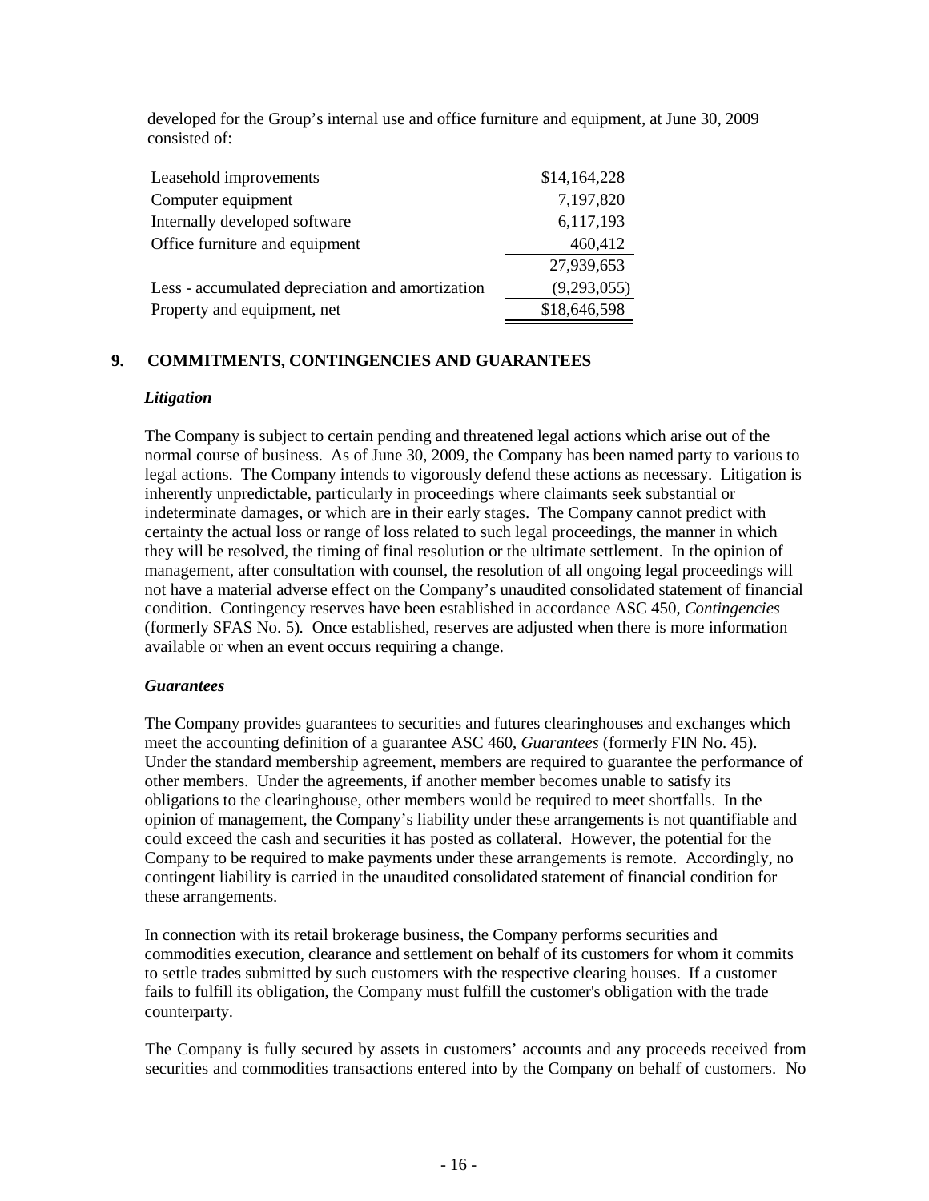developed for the Group's internal use and office furniture and equipment, at June 30, 2009 consisted of:

| | |
|---|---:|
| Leasehold improvements | $14,164,228 |
| Computer equipment | 7,197,820 |
| Internally developed software | 6,117,193 |
| Office furniture and equipment | 460,412 |
| | 27,939,653 |
| Less - accumulated depreciation and amortization | (9,293,055) |
| Property and equipment, net | $18,646,598 |

## 9. COMMITMENTS, CONTINGENCIES AND GUARANTEES

***Litigation***

The Company is subject to certain pending and threatened legal actions which arise out of the normal course of business. As of June 30, 2009, the Company has been named party to various to legal actions. The Company intends to vigorously defend these actions as necessary. Litigation is inherently unpredictable, particularly in proceedings where claimants seek substantial or indeterminate damages, or which are in their early stages. The Company cannot predict with certainty the actual loss or range of loss related to such legal proceedings, the manner in which they will be resolved, the timing of final resolution or the ultimate settlement. In the opinion of management, after consultation with counsel, the resolution of all ongoing legal proceedings will not have a material adverse effect on the Company's unaudited consolidated statement of financial condition. Contingency reserves have been established in accordance ASC 450, *Contingencies* (formerly SFAS No. 5)*.* Once established, reserves are adjusted when there is more information available or when an event occurs requiring a change.

***Guarantees***

The Company provides guarantees to securities and futures clearinghouses and exchanges which meet the accounting definition of a guarantee ASC 460, *Guarantees* (formerly FIN No. 45). Under the standard membership agreement, members are required to guarantee the performance of other members. Under the agreements, if another member becomes unable to satisfy its obligations to the clearinghouse, other members would be required to meet shortfalls. In the opinion of management, the Company's liability under these arrangements is not quantifiable and could exceed the cash and securities it has posted as collateral. However, the potential for the Company to be required to make payments under these arrangements is remote. Accordingly, no contingent liability is carried in the unaudited consolidated statement of financial condition for these arrangements.

In connection with its retail brokerage business, the Company performs securities and commodities execution, clearance and settlement on behalf of its customers for whom it commits to settle trades submitted by such customers with the respective clearing houses. If a customer fails to fulfill its obligation, the Company must fulfill the customer's obligation with the trade counterparty.

The Company is fully secured by assets in customers' accounts and any proceeds received from securities and commodities transactions entered into by the Company on behalf of customers. No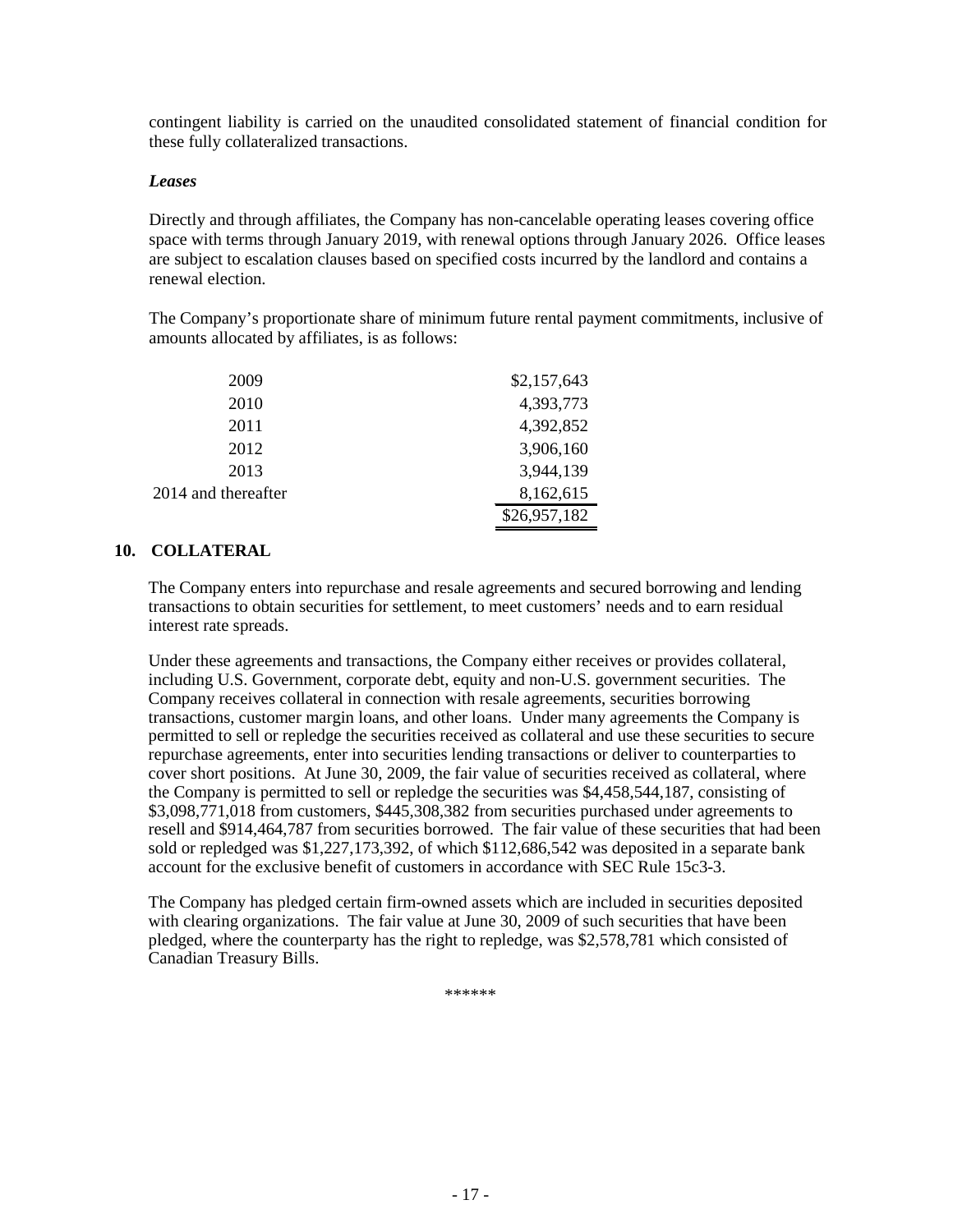contingent liability is carried on the unaudited consolidated statement of financial condition for these fully collateralized transactions.

***Leases***

Directly and through affiliates, the Company has non-cancelable operating leases covering office space with terms through January 2019, with renewal options through January 2026. Office leases are subject to escalation clauses based on specified costs incurred by the landlord and contains a renewal election.

The Company's proportionate share of minimum future rental payment commitments, inclusive of amounts allocated by affiliates, is as follows:

| | |
|---|---|
| 2009 | $2,157,643 |
| 2010 | 4,393,773 |
| 2011 | 4,392,852 |
| 2012 | 3,906,160 |
| 2013 | 3,944,139 |
| 2014 and thereafter | 8,162,615 |
| | $26,957,182 |

## 10. COLLATERAL

The Company enters into repurchase and resale agreements and secured borrowing and lending transactions to obtain securities for settlement, to meet customers' needs and to earn residual interest rate spreads.

Under these agreements and transactions, the Company either receives or provides collateral, including U.S. Government, corporate debt, equity and non-U.S. government securities. The Company receives collateral in connection with resale agreements, securities borrowing transactions, customer margin loans, and other loans. Under many agreements the Company is permitted to sell or repledge the securities received as collateral and use these securities to secure repurchase agreements, enter into securities lending transactions or deliver to counterparties to cover short positions. At June 30, 2009, the fair value of securities received as collateral, where the Company is permitted to sell or repledge the securities was $4,458,544,187, consisting of $3,098,771,018 from customers, $445,308,382 from securities purchased under agreements to resell and $914,464,787 from securities borrowed. The fair value of these securities that had been sold or repledged was $1,227,173,392, of which $112,686,542 was deposited in a separate bank account for the exclusive benefit of customers in accordance with SEC Rule 15c3-3.

The Company has pledged certain firm-owned assets which are included in securities deposited with clearing organizations. The fair value at June 30, 2009 of such securities that have been pledged, where the counterparty has the right to repledge, was $2,578,781 which consisted of Canadian Treasury Bills.

******